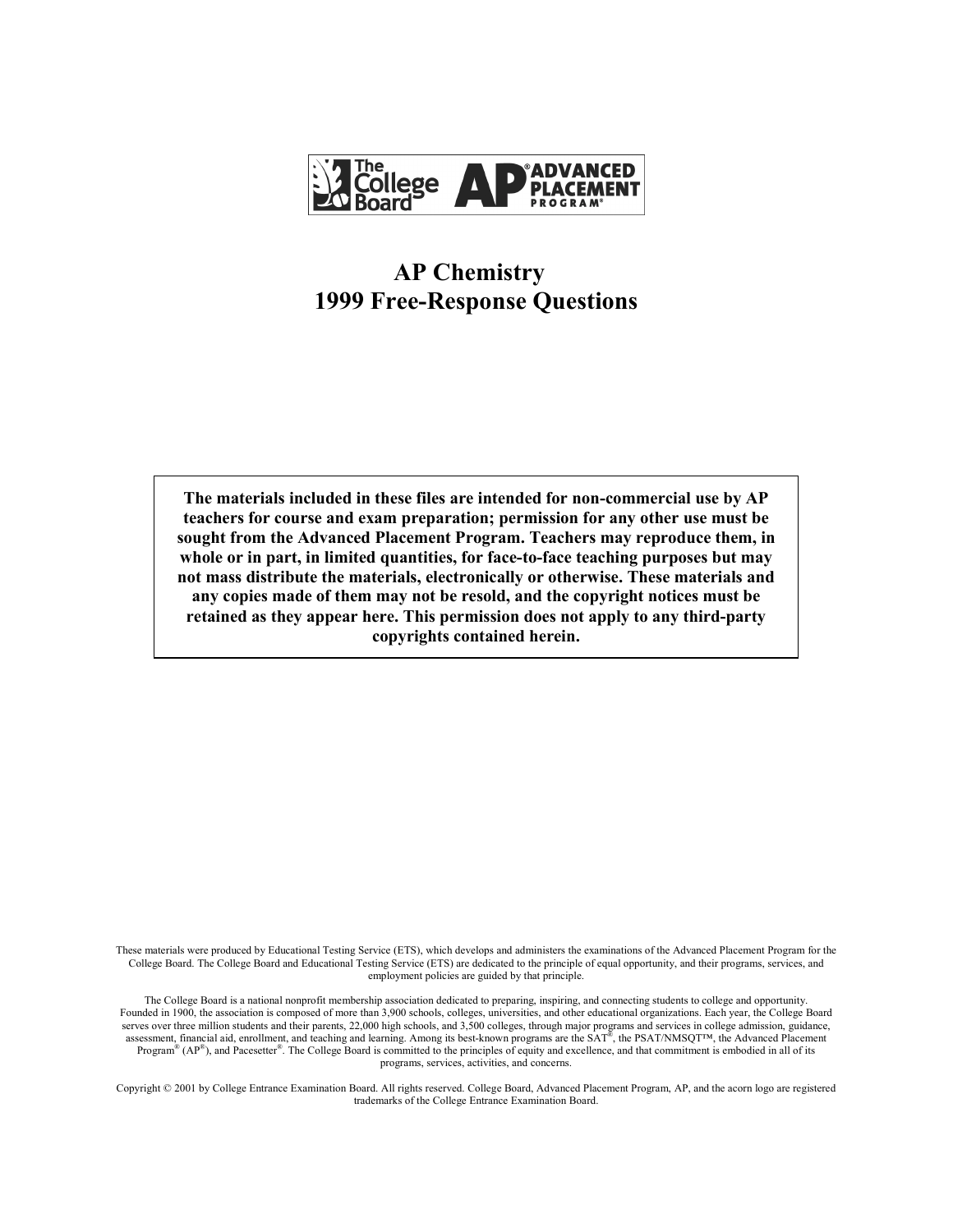The College Board AP ADVANCED PLACEMENT PROGRAM®

# AP Chemistry
# 1999 Free-Response Questions

**The materials included in these files are intended for non-commercial use by AP teachers for course and exam preparation; permission for any other use must be sought from the Advanced Placement Program. Teachers may reproduce them, in whole or in part, in limited quantities, for face-to-face teaching purposes but may not mass distribute the materials, electronically or otherwise. These materials and any copies made of them may not be resold, and the copyright notices must be retained as they appear here. This permission does not apply to any third-party copyrights contained herein.**

These materials were produced by Educational Testing Service (ETS), which develops and administers the examinations of the Advanced Placement Program for the College Board. The College Board and Educational Testing Service (ETS) are dedicated to the principle of equal opportunity, and their programs, services, and employment policies are guided by that principle.

The College Board is a national nonprofit membership association dedicated to preparing, inspiring, and connecting students to college and opportunity. Founded in 1900, the association is composed of more than 3,900 schools, colleges, universities, and other educational organizations. Each year, the College Board serves over three million students and their parents, 22,000 high schools, and 3,500 colleges, through major programs and services in college admission, guidance, assessment, financial aid, enrollment, and teaching and learning. Among its best-known programs are the SAT®, the PSAT/NMSQT™, the Advanced Placement Program® (AP®), and Pacesetter®. The College Board is committed to the principles of equity and excellence, and that commitment is embodied in all of its programs, services, activities, and concerns.

Copyright © 2001 by College Entrance Examination Board. All rights reserved. College Board, Advanced Placement Program, AP, and the acorn logo are registered trademarks of the College Entrance Examination Board.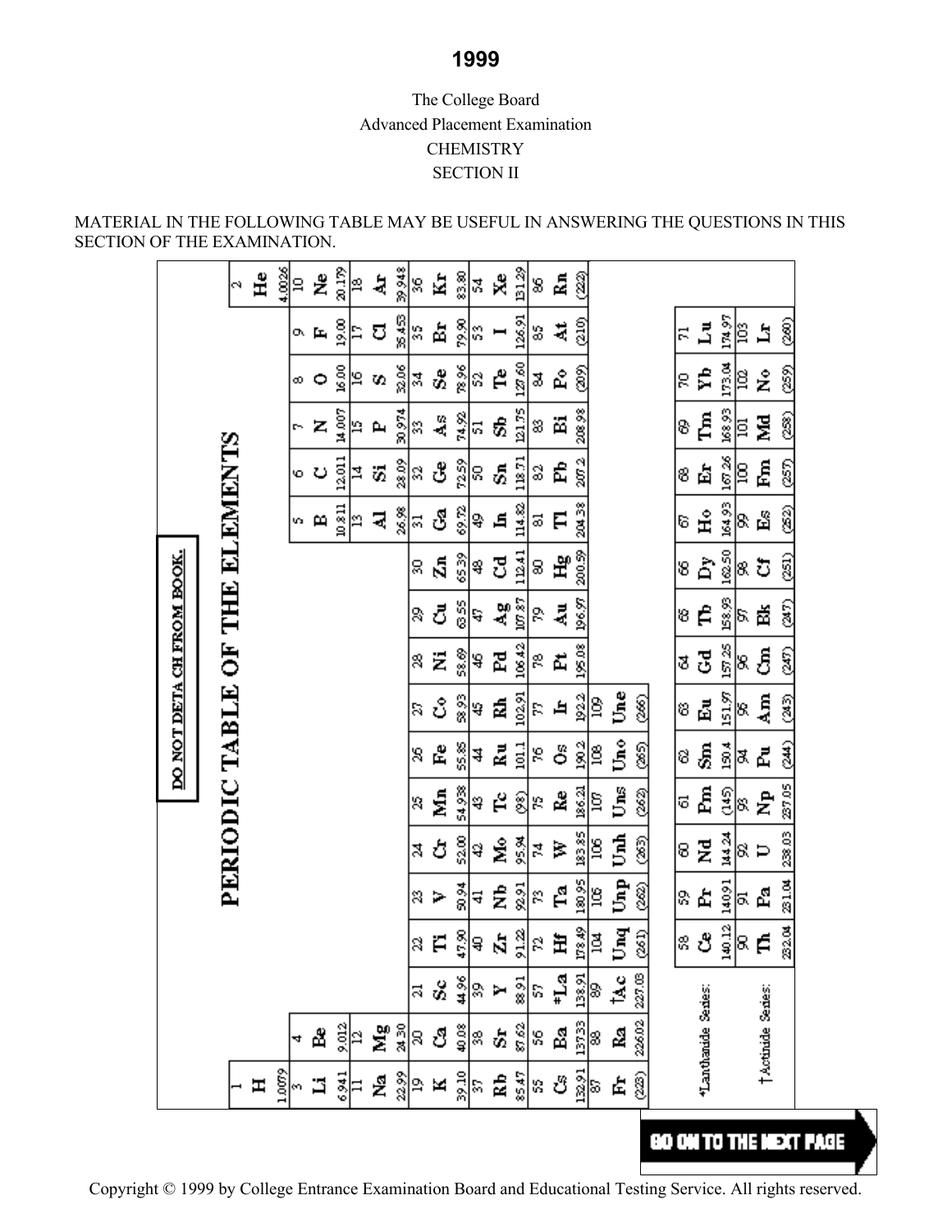# 1999

The College Board
Advanced Placement Examination
CHEMISTRY
SECTION II

MATERIAL IN THE FOLLOWING TABLE MAY BE USEFUL IN ANSWERING THE QUESTIONS IN THIS SECTION OF THE EXAMINATION.

**DO NOT DETACH FROM BOOK.**

## PERIODIC TABLE OF THE ELEMENTS

| 1 H 1.0079 | | | | | | | | | | | | | | | | | 2 He 4.0026 |
|---|---|---|---|---|---|---|---|---|---|---|---|---|---|---|---|---|---|
| 3 Li 6.941 | 4 Be 9.012 | | | | | | | | | | | 5 B 10.811 | 6 C 12.011 | 7 N 14.007 | 8 O 16.00 | 9 F 19.00 | 10 Ne 20.179 |
| 11 Na 22.99 | 12 Mg 24.30 | | | | | | | | | | | 13 Al 26.98 | 14 Si 28.09 | 15 P 30.974 | 16 S 32.06 | 17 Cl 35.453 | 18 Ar 39.948 |
| 19 K 39.10 | 20 Ca 40.08 | 21 Sc 44.96 | 22 Ti 47.90 | 23 V 50.94 | 24 Cr 52.00 | 25 Mn 54.938 | 26 Fe 55.85 | 27 Co 58.93 | 28 Ni 58.69 | 29 Cu 63.55 | 30 Zn 65.39 | 31 Ga 69.72 | 32 Ge 72.59 | 33 As 74.92 | 34 Se 78.96 | 35 Br 79.90 | 36 Kr 83.80 |
| 37 Rb 85.47 | 38 Sr 87.62 | 39 Y 88.91 | 40 Zr 91.22 | 41 Nb 92.91 | 42 Mo 95.94 | 43 Tc (98) | 44 Ru 101.1 | 45 Rh 102.91 | 46 Pd 106.42 | 47 Ag 107.87 | 48 Cd 112.41 | 49 In 114.82 | 50 Sn 118.71 | 51 Sb 121.75 | 52 Te 127.60 | 53 I 126.91 | 54 Xe 131.29 |
| 55 Cs 132.91 | 56 Ba 137.33 | 57 *La 138.91 | 72 Hf 178.49 | 73 Ta 180.95 | 74 W 183.85 | 75 Re 186.21 | 76 Os 190.2 | 77 Ir 192.2 | 78 Pt 195.08 | 79 Au 196.97 | 80 Hg 200.59 | 81 Tl 204.38 | 82 Pb 207.2 | 83 Bi 208.98 | 84 Po (209) | 85 At (210) | 86 Rn (222) |
| 87 Fr (223) | 88 Ra 226.02 | 89 †Ac 227.03 | 104 Unq (261) | 105 Unp (262) | 106 Unh (263) | 107 Uns (262) | 108 Uno (265) | 109 Une (266) | | | | | | | | | |

| | | | | | | | | | | | | | | |
|---|---|---|---|---|---|---|---|---|---|---|---|---|---|---|
| *Lanthanide Series: | 58 Ce 140.12 | 59 Pr 140.91 | 60 Nd 144.24 | 61 Pm (145) | 62 Sm 150.4 | 63 Eu 151.97 | 64 Gd 157.25 | 65 Tb 158.93 | 66 Dy 162.50 | 67 Ho 164.93 | 68 Er 167.26 | 69 Tm 168.93 | 70 Yb 173.04 | 71 Lu 174.97 |
| †Actinide Series: | 90 Th 232.04 | 91 Pa 231.04 | 92 U 238.03 | 93 Np 237.05 | 94 Pu (244) | 95 Am (243) | 96 Cm (247) | 97 Bk (247) | 98 Cf (251) | 99 Es (252) | 100 Fm (257) | 101 Md (258) | 102 No (259) | 103 Lr (260) |

GO ON TO THE NEXT PAGE

Copyright © 1999 by College Entrance Examination Board and Educational Testing Service. All rights reserved.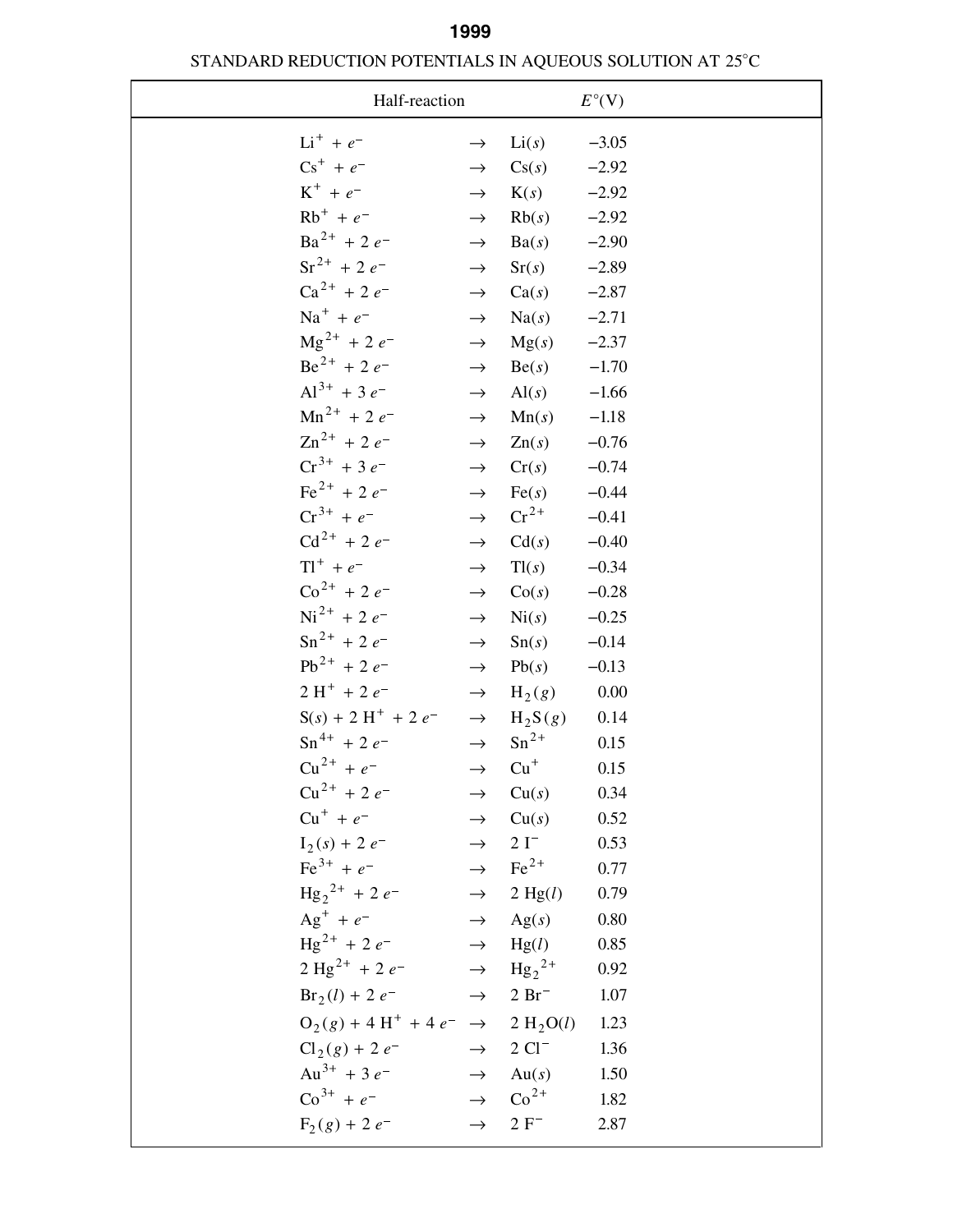# 1999

## STANDARD REDUCTION POTENTIALS IN AQUEOUS SOLUTION AT 25°C

| Half-reaction | | | $E°$(V) |
|---|---|---|---|
| $Li^+ + e^-$ | $\rightarrow$ | $Li(s)$ | −3.05 |
| $Cs^+ + e^-$ | $\rightarrow$ | $Cs(s)$ | −2.92 |
| $K^+ + e^-$ | $\rightarrow$ | $K(s)$ | −2.92 |
| $Rb^+ + e^-$ | $\rightarrow$ | $Rb(s)$ | −2.92 |
| $Ba^{2+} + 2e^-$ | $\rightarrow$ | $Ba(s)$ | −2.90 |
| $Sr^{2+} + 2e^-$ | $\rightarrow$ | $Sr(s)$ | −2.89 |
| $Ca^{2+} + 2e^-$ | $\rightarrow$ | $Ca(s)$ | −2.87 |
| $Na^+ + e^-$ | $\rightarrow$ | $Na(s)$ | −2.71 |
| $Mg^{2+} + 2e^-$ | $\rightarrow$ | $Mg(s)$ | −2.37 |
| $Be^{2+} + 2e^-$ | $\rightarrow$ | $Be(s)$ | −1.70 |
| $Al^{3+} + 3e^-$ | $\rightarrow$ | $Al(s)$ | −1.66 |
| $Mn^{2+} + 2e^-$ | $\rightarrow$ | $Mn(s)$ | −1.18 |
| $Zn^{2+} + 2e^-$ | $\rightarrow$ | $Zn(s)$ | −0.76 |
| $Cr^{3+} + 3e^-$ | $\rightarrow$ | $Cr(s)$ | −0.74 |
| $Fe^{2+} + 2e^-$ | $\rightarrow$ | $Fe(s)$ | −0.44 |
| $Cr^{3+} + e^-$ | $\rightarrow$ | $Cr^{2+}$ | −0.41 |
| $Cd^{2+} + 2e^-$ | $\rightarrow$ | $Cd(s)$ | −0.40 |
| $Tl^+ + e^-$ | $\rightarrow$ | $Tl(s)$ | −0.34 |
| $Co^{2+} + 2e^-$ | $\rightarrow$ | $Co(s)$ | −0.28 |
| $Ni^{2+} + 2e^-$ | $\rightarrow$ | $Ni(s)$ | −0.25 |
| $Sn^{2+} + 2e^-$ | $\rightarrow$ | $Sn(s)$ | −0.14 |
| $Pb^{2+} + 2e^-$ | $\rightarrow$ | $Pb(s)$ | −0.13 |
| $2H^+ + 2e^-$ | $\rightarrow$ | $H_2(g)$ | 0.00 |
| $S(s) + 2H^+ + 2e^-$ | $\rightarrow$ | $H_2S(g)$ | 0.14 |
| $Sn^{4+} + 2e^-$ | $\rightarrow$ | $Sn^{2+}$ | 0.15 |
| $Cu^{2+} + e^-$ | $\rightarrow$ | $Cu^+$ | 0.15 |
| $Cu^{2+} + 2e^-$ | $\rightarrow$ | $Cu(s)$ | 0.34 |
| $Cu^+ + e^-$ | $\rightarrow$ | $Cu(s)$ | 0.52 |
| $I_2(s) + 2e^-$ | $\rightarrow$ | $2I^-$ | 0.53 |
| $Fe^{3+} + e^-$ | $\rightarrow$ | $Fe^{2+}$ | 0.77 |
| $Hg_2^{2+} + 2e^-$ | $\rightarrow$ | $2Hg(l)$ | 0.79 |
| $Ag^+ + e^-$ | $\rightarrow$ | $Ag(s)$ | 0.80 |
| $Hg^{2+} + 2e^-$ | $\rightarrow$ | $Hg(l)$ | 0.85 |
| $2Hg^{2+} + 2e^-$ | $\rightarrow$ | $Hg_2^{2+}$ | 0.92 |
| $Br_2(l) + 2e^-$ | $\rightarrow$ | $2Br^-$ | 1.07 |
| $O_2(g) + 4H^+ + 4e^-$ | $\rightarrow$ | $2H_2O(l)$ | 1.23 |
| $Cl_2(g) + 2e^-$ | $\rightarrow$ | $2Cl^-$ | 1.36 |
| $Au^{3+} + 3e^-$ | $\rightarrow$ | $Au(s)$ | 1.50 |
| $Co^{3+} + e^-$ | $\rightarrow$ | $Co^{2+}$ | 1.82 |
| $F_2(g) + 2e^-$ | $\rightarrow$ | $2F^-$ | 2.87 |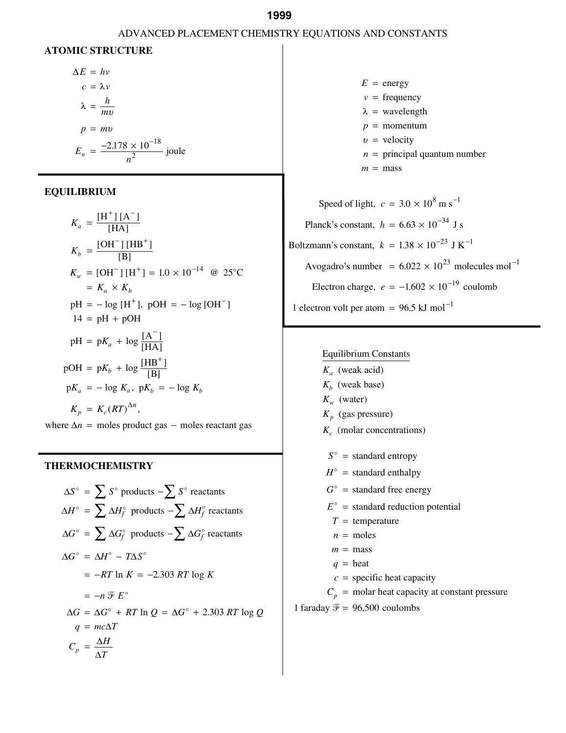# 1999

## ADVANCED PLACEMENT CHEMISTRY EQUATIONS AND CONSTANTS

### ATOMIC STRUCTURE

$$\Delta E = h\nu$$

$$c = \lambda \nu$$

$$\lambda = \frac{h}{m\upsilon}$$

$$p = m\upsilon$$

$$E_n = \frac{-2.178 \times 10^{-18}}{n^2} \text{ joule}$$

$E$ = energy
$\nu$ = frequency
$\lambda$ = wavelength
$p$ = momentum
$\upsilon$ = velocity
$n$ = principal quantum number
$m$ = mass

Speed of light, $c = 3.0 \times 10^{8}$ m s$^{-1}$

Planck's constant, $h = 6.63 \times 10^{-34}$ J s

Boltzmann's constant, $k = 1.38 \times 10^{-23}$ J K$^{-1}$

Avogadro's number $= 6.022 \times 10^{23}$ molecules mol$^{-1}$

Electron charge, $e = -1.602 \times 10^{-19}$ coulomb

1 electron volt per atom = 96.5 kJ mol$^{-1}$

### EQUILIBRIUM

$$K_a = \frac{[H^+][A^-]}{[HA]}$$

$$K_b = \frac{[OH^-][HB^+]}{[B]}$$

$$K_w = [OH^-][H^+] = 1.0 \times 10^{-14} \quad @\ 25°C$$

$$= K_a \times K_b$$

$$\text{pH} = -\log[H^+], \quad \text{pOH} = -\log[OH^-]$$

$$14 = \text{pH} + \text{pOH}$$

$$\text{pH} = \text{p}K_a + \log\frac{[A^-]}{[HA]}$$

$$\text{pOH} = \text{p}K_b + \log\frac{[HB^+]}{[B]}$$

$$\text{p}K_a = -\log K_a, \quad \text{p}K_b = -\log K_b$$

$$K_p = K_c(RT)^{\Delta n},$$

where $\Delta n$ = moles product gas − moles reactant gas

<u>Equilibrium Constants</u>

$K_a$ (weak acid)
$K_b$ (weak base)
$K_w$ (water)
$K_p$ (gas pressure)
$K_c$ (molar concentrations)

### THERMOCHEMISTRY

$$\Delta S° = \sum S° \text{ products} - \sum S° \text{ reactants}$$

$$\Delta H° = \sum \Delta H_f° \text{ products} - \sum \Delta H_f° \text{ reactants}$$

$$\Delta G° = \sum \Delta G_f° \text{ products} - \sum \Delta G_f° \text{ reactants}$$

$$\Delta G° = \Delta H° - T\Delta S°$$

$$= -RT \ln K = -2.303\, RT \log K$$

$$= -n \mathcal{F} E°$$

$$\Delta G = \Delta G° + RT \ln Q = \Delta G° + 2.303\, RT \log Q$$

$$q = mc\Delta T$$

$$C_p = \frac{\Delta H}{\Delta T}$$

$S°$ = standard entropy
$H°$ = standard enthalpy
$G°$ = standard free energy
$E°$ = standard reduction potential
$T$ = temperature
$n$ = moles
$m$ = mass
$q$ = heat
$c$ = specific heat capacity
$C_p$ = molar heat capacity at constant pressure

1 faraday $\mathcal{F}$ = 96,500 coulombs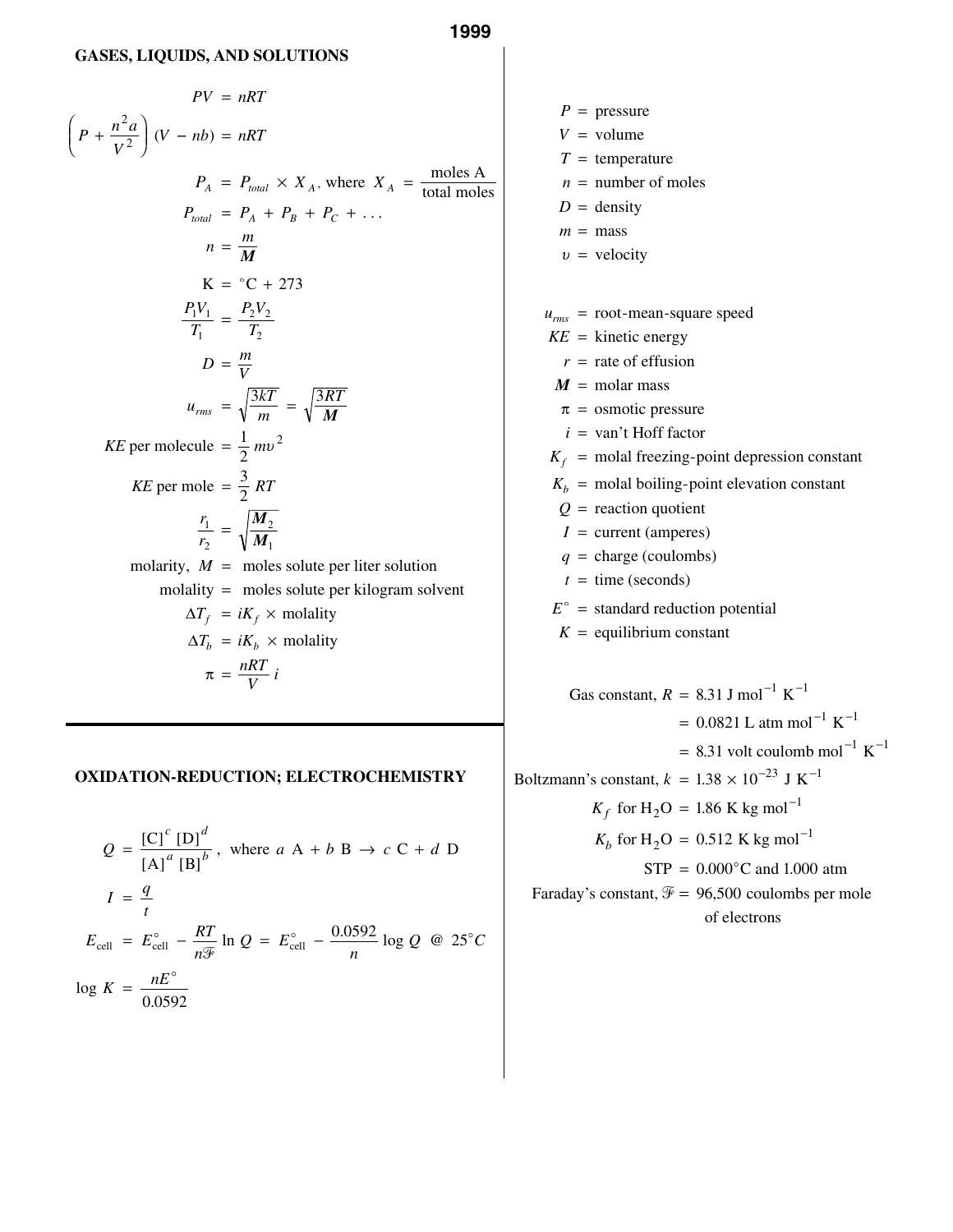## GASES, LIQUIDS, AND SOLUTIONS

$$PV = nRT$$

$$\left(P + \frac{n^2 a}{V^2}\right)(V - nb) = nRT$$

$$P_A = P_{total} \times X_A, \text{ where } X_A = \frac{\text{moles A}}{\text{total moles}}$$

$$P_{total} = P_A + P_B + P_C + \ldots$$

$$n = \frac{m}{\boldsymbol{M}}$$

$$\text{K} = {}^\circ\text{C} + 273$$

$$\frac{P_1 V_1}{T_1} = \frac{P_2 V_2}{T_2}$$

$$D = \frac{m}{V}$$

$$u_{rms} = \sqrt{\frac{3kT}{m}} = \sqrt{\frac{3RT}{\boldsymbol{M}}}$$

$$KE \text{ per molecule} = \frac{1}{2} m\upsilon^2$$

$$KE \text{ per mole} = \frac{3}{2} RT$$

$$\frac{r_1}{r_2} = \sqrt{\frac{\boldsymbol{M}_2}{\boldsymbol{M}_1}}$$

molarity, $M$ = moles solute per liter solution

molality = moles solute per kilogram solvent

$$\Delta T_f = iK_f \times \text{molality}$$

$$\Delta T_b = iK_b \times \text{molality}$$

$$\pi = \frac{nRT}{V} i$$

$P$ = pressure
$V$ = volume
$T$ = temperature
$n$ = number of moles
$D$ = density
$m$ = mass
$\upsilon$ = velocity

$u_{rms}$ = root-mean-square speed
$KE$ = kinetic energy
$r$ = rate of effusion
$\boldsymbol{M}$ = molar mass
$\pi$ = osmotic pressure
$i$ = van't Hoff factor
$K_f$ = molal freezing-point depression constant
$K_b$ = molal boiling-point elevation constant
$Q$ = reaction quotient
$I$ = current (amperes)
$q$ = charge (coulombs)
$t$ = time (seconds)
$E^\circ$ = standard reduction potential
$K$ = equilibrium constant

Gas constant, $R$ = 8.31 J mol$^{-1}$ K$^{-1}$
= 0.0821 L atm mol$^{-1}$ K$^{-1}$
= 8.31 volt coulomb mol$^{-1}$ K$^{-1}$

Boltzmann's constant, $k = 1.38 \times 10^{-23}$ J K$^{-1}$

$K_f$ for $H_2O$ = 1.86 K kg mol$^{-1}$

$K_b$ for $H_2O$ = 0.512 K kg mol$^{-1}$

STP = 0.000°C and 1.000 atm

Faraday's constant, $\mathcal{F}$ = 96,500 coulombs per mole of electrons

## OXIDATION-REDUCTION; ELECTROCHEMISTRY

$$Q = \frac{[\text{C}]^c [\text{D}]^d}{[\text{A}]^a [\text{B}]^b}, \text{ where } a \text{ A} + b \text{ B} \rightarrow c \text{ C} + d \text{ D}$$

$$I = \frac{q}{t}$$

$$E_{\text{cell}} = E^\circ_{\text{cell}} - \frac{RT}{n\mathcal{F}} \ln Q = E^\circ_{\text{cell}} - \frac{0.0592}{n} \log Q \;\; @ \;\; 25^\circ C$$

$$\log K = \frac{nE^\circ}{0.0592}$$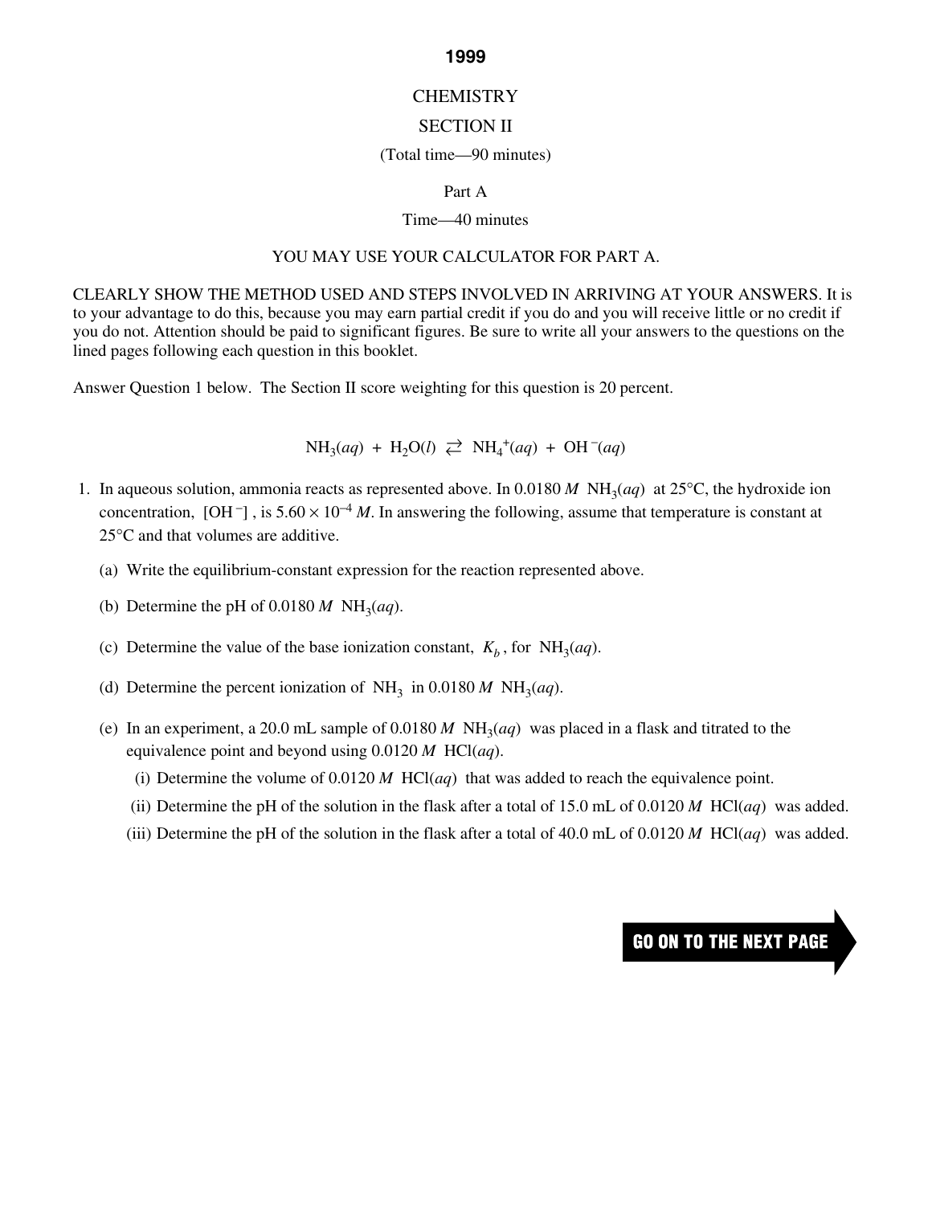**1999**

CHEMISTRY

SECTION II

(Total time—90 minutes)

Part A

Time—40 minutes

YOU MAY USE YOUR CALCULATOR FOR PART A.

CLEARLY SHOW THE METHOD USED AND STEPS INVOLVED IN ARRIVING AT YOUR ANSWERS. It is to your advantage to do this, because you may earn partial credit if you do and you will receive little or no credit if you do not. Attention should be paid to significant figures. Be sure to write all your answers to the questions on the lined pages following each question in this booklet.

Answer Question 1 below. The Section II score weighting for this question is 20 percent.

$$NH_3(aq) + H_2O(l) \rightleftarrows NH_4^+(aq) + OH^-(aq)$$

1. In aqueous solution, ammonia reacts as represented above. In 0.0180 *M* $NH_3(aq)$ at 25°C, the hydroxide ion concentration, $[OH^-]$, is $5.60 \times 10^{-4}$ *M*. In answering the following, assume that temperature is constant at 25°C and that volumes are additive.

   (a) Write the equilibrium-constant expression for the reaction represented above.

   (b) Determine the pH of 0.0180 *M* $NH_3(aq)$.

   (c) Determine the value of the base ionization constant, $K_b$, for $NH_3(aq)$.

   (d) Determine the percent ionization of $NH_3$ in 0.0180 *M* $NH_3(aq)$.

   (e) In an experiment, a 20.0 mL sample of 0.0180 *M* $NH_3(aq)$ was placed in a flask and titrated to the equivalence point and beyond using 0.0120 *M* $HCl(aq)$.

      (i) Determine the volume of 0.0120 *M* $HCl(aq)$ that was added to reach the equivalence point.

      (ii) Determine the pH of the solution in the flask after a total of 15.0 mL of 0.0120 *M* $HCl(aq)$ was added.

      (iii) Determine the pH of the solution in the flask after a total of 40.0 mL of 0.0120 *M* $HCl(aq)$ was added.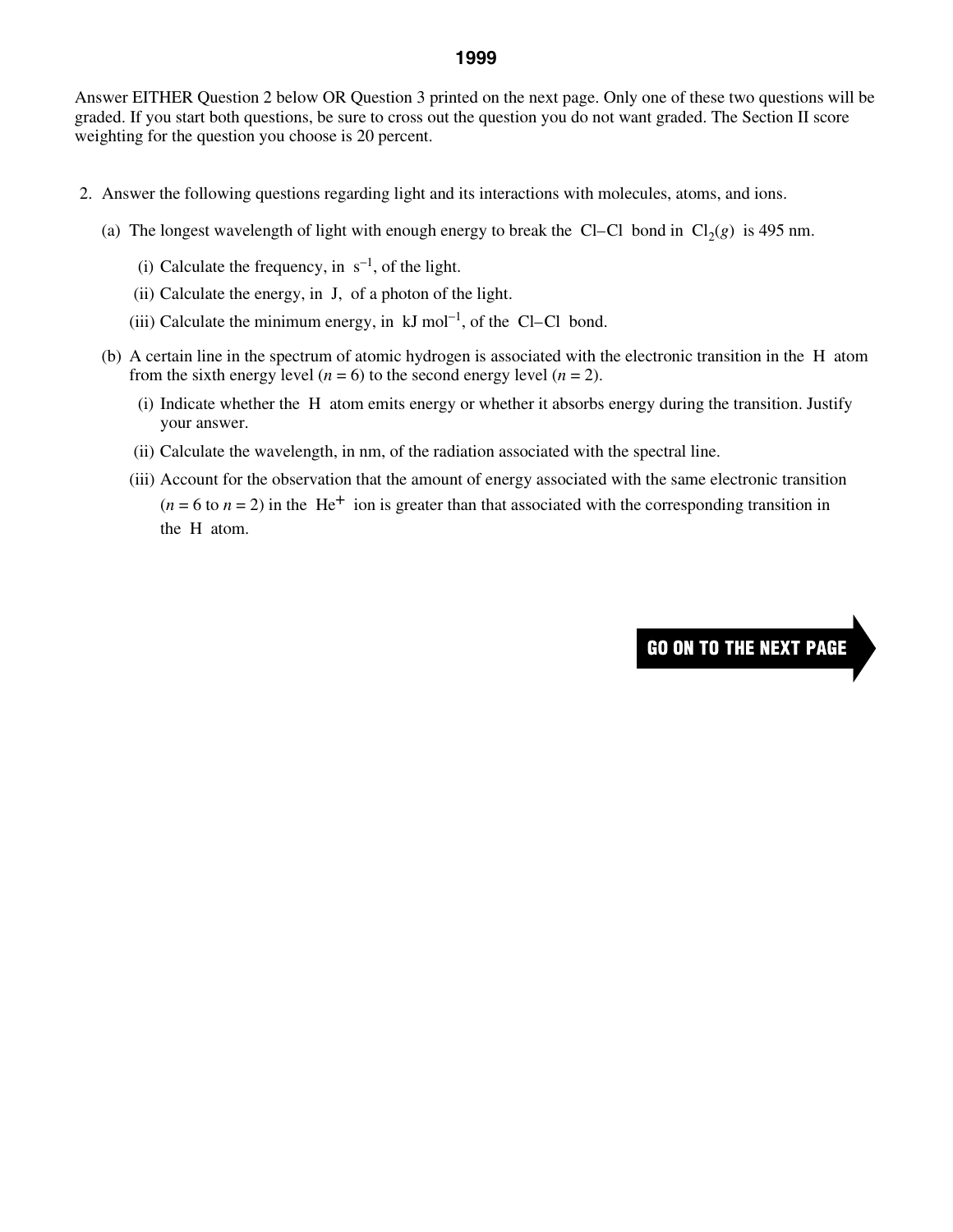# 1999

Answer EITHER Question 2 below OR Question 3 printed on the next page. Only one of these two questions will be graded. If you start both questions, be sure to cross out the question you do not want graded. The Section II score weighting for the question you choose is 20 percent.

2. Answer the following questions regarding light and its interactions with molecules, atoms, and ions.

   (a) The longest wavelength of light with enough energy to break the Cl–Cl bond in $Cl_2(g)$ is 495 nm.

      (i) Calculate the frequency, in $s^{-1}$, of the light.

      (ii) Calculate the energy, in J, of a photon of the light.

      (iii) Calculate the minimum energy, in kJ $mol^{-1}$, of the Cl–Cl bond.

   (b) A certain line in the spectrum of atomic hydrogen is associated with the electronic transition in the H atom from the sixth energy level ($n = 6$) to the second energy level ($n = 2$).

      (i) Indicate whether the H atom emits energy or whether it absorbs energy during the transition. Justify your answer.

      (ii) Calculate the wavelength, in nm, of the radiation associated with the spectral line.

      (iii) Account for the observation that the amount of energy associated with the same electronic transition ($n = 6$ to $n = 2$) in the $He^{+}$ ion is greater than that associated with the corresponding transition in the H atom.

GO ON TO THE NEXT PAGE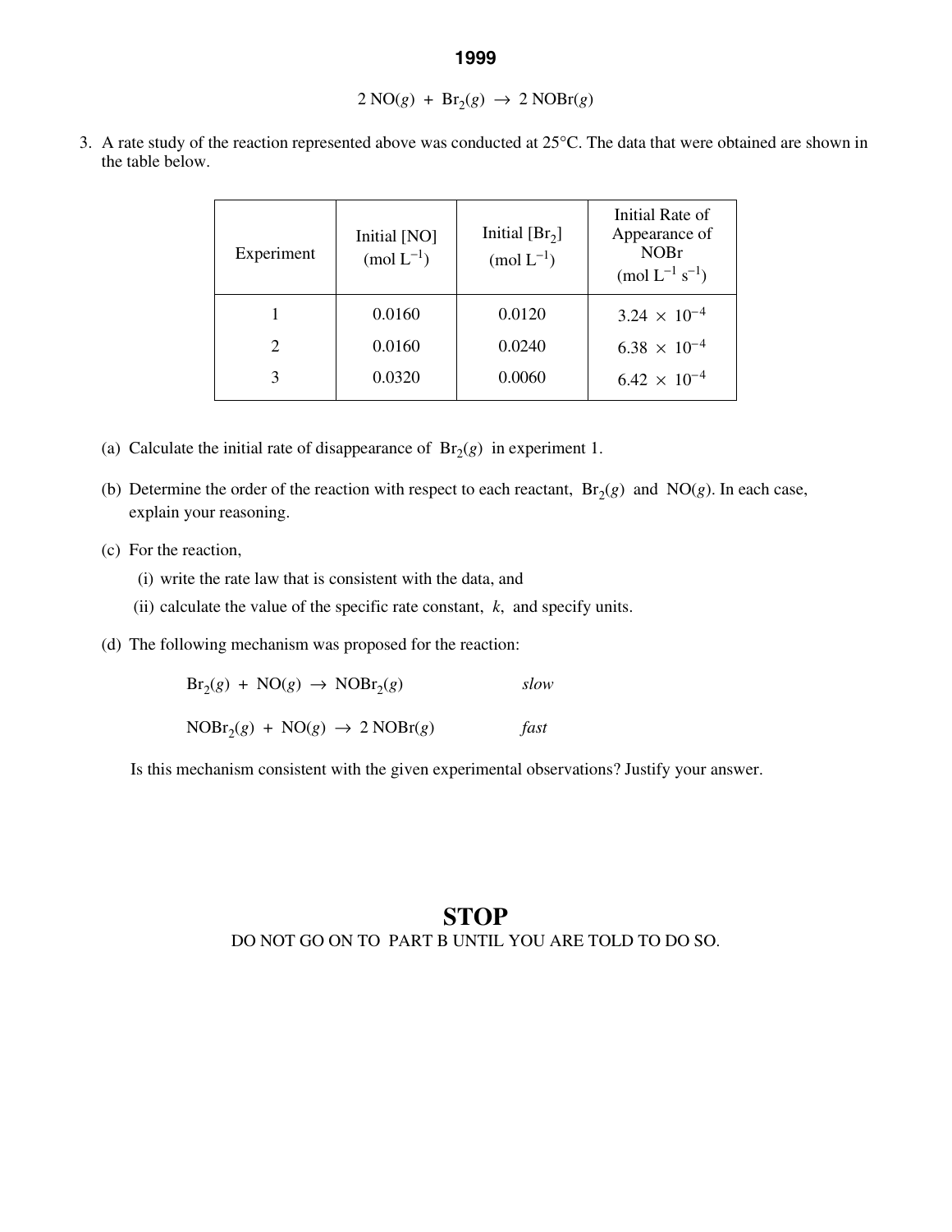# 1999

$$2\ NO(g) + Br_2(g) \rightarrow 2\ NOBr(g)$$

3. A rate study of the reaction represented above was conducted at 25°C. The data that were obtained are shown in the table below.

| Experiment | Initial [NO] (mol $L^{-1}$) | Initial [$Br_2$] (mol $L^{-1}$) | Initial Rate of Appearance of NOBr (mol $L^{-1}$ $s^{-1}$) |
|---|---|---|---|
| 1 | 0.0160 | 0.0120 | $3.24 \times 10^{-4}$ |
| 2 | 0.0160 | 0.0240 | $6.38 \times 10^{-4}$ |
| 3 | 0.0320 | 0.0060 | $6.42 \times 10^{-4}$ |

(a) Calculate the initial rate of disappearance of $Br_2(g)$ in experiment 1.

(b) Determine the order of the reaction with respect to each reactant, $Br_2(g)$ and $NO(g)$. In each case, explain your reasoning.

(c) For the reaction,

(i) write the rate law that is consistent with the data, and

(ii) calculate the value of the specific rate constant, $k$, and specify units.

(d) The following mechanism was proposed for the reaction:

$$Br_2(g) + NO(g) \rightarrow NOBr_2(g) \qquad \textit{slow}$$

$$NOBr_2(g) + NO(g) \rightarrow 2\ NOBr(g) \qquad \textit{fast}$$

Is this mechanism consistent with the given experimental observations? Justify your answer.

**STOP**

DO NOT GO ON TO PART B UNTIL YOU ARE TOLD TO DO SO.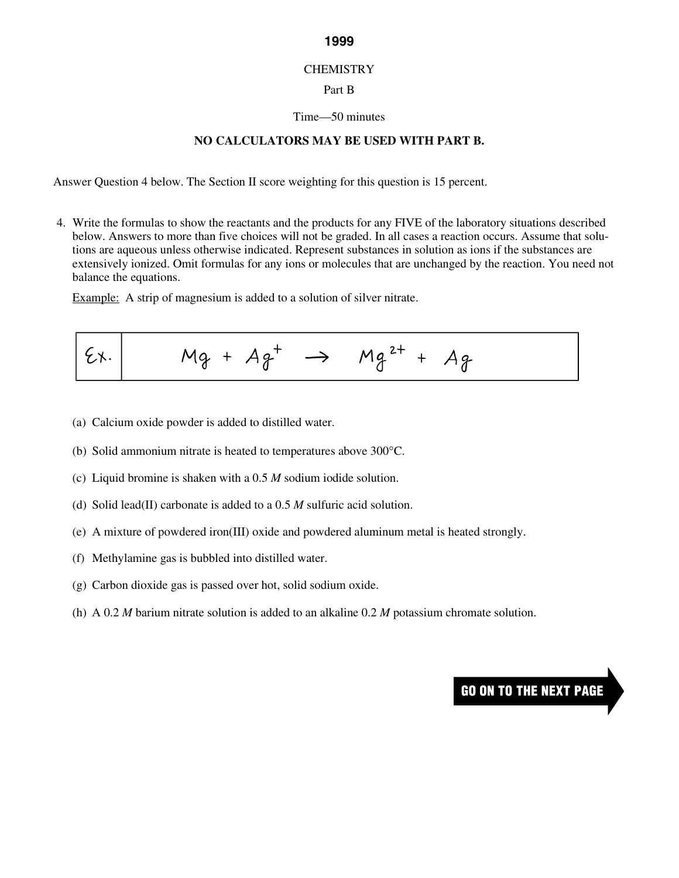**1999**

CHEMISTRY

Part B

Time—50 minutes

**NO CALCULATORS MAY BE USED WITH PART B.**

Answer Question 4 below. The Section II score weighting for this question is 15 percent.

4. Write the formulas to show the reactants and the products for any FIVE of the laboratory situations described below. Answers to more than five choices will not be graded. In all cases a reaction occurs. Assume that solutions are aqueous unless otherwise indicated. Represent substances in solution as ions if the substances are extensively ionized. Omit formulas for any ions or molecules that are unchanged by the reaction. You need not balance the equations.

   Example: A strip of magnesium is added to a solution of silver nitrate.

| Ex. | $Mg + Ag^{+} \rightarrow Mg^{2+} + Ag$ |
|---|---|

   (a) Calcium oxide powder is added to distilled water.

   (b) Solid ammonium nitrate is heated to temperatures above 300°C.

   (c) Liquid bromine is shaken with a 0.5 *M* sodium iodide solution.

   (d) Solid lead(II) carbonate is added to a 0.5 *M* sulfuric acid solution.

   (e) A mixture of powdered iron(III) oxide and powdered aluminum metal is heated strongly.

   (f) Methylamine gas is bubbled into distilled water.

   (g) Carbon dioxide gas is passed over hot, solid sodium oxide.

   (h) A 0.2 *M* barium nitrate solution is added to an alkaline 0.2 *M* potassium chromate solution.

GO ON TO THE NEXT PAGE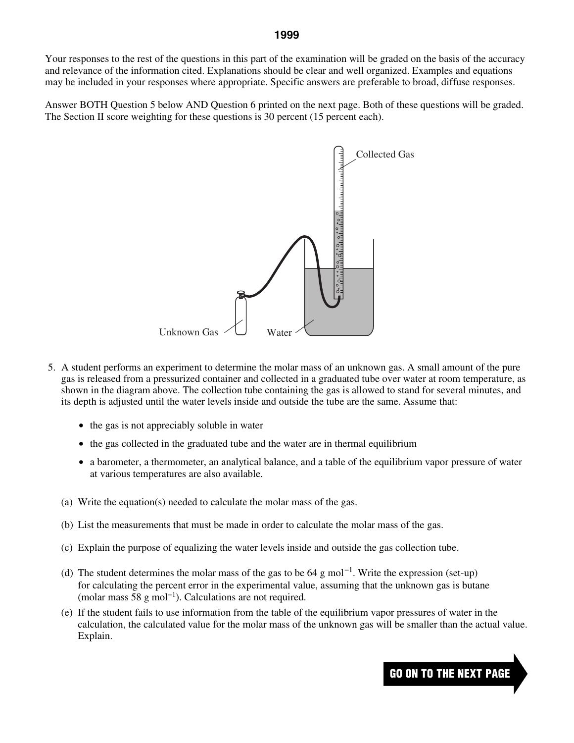# 1999

Your responses to the rest of the questions in this part of the examination will be graded on the basis of the accuracy and relevance of the information cited. Explanations should be clear and well organized. Examples and equations may be included in your responses where appropriate. Specific answers are preferable to broad, diffuse responses.

Answer BOTH Question 5 below AND Question 6 printed on the next page. Both of these questions will be graded. The Section II score weighting for these questions is 30 percent (15 percent each).

5. A student performs an experiment to determine the molar mass of an unknown gas. A small amount of the pure gas is released from a pressurized container and collected in a graduated tube over water at room temperature, as shown in the diagram above. The collection tube containing the gas is allowed to stand for several minutes, and its depth is adjusted until the water levels inside and outside the tube are the same. Assume that:

   - the gas is not appreciably soluble in water
   - the gas collected in the graduated tube and the water are in thermal equilibrium
   - a barometer, a thermometer, an analytical balance, and a table of the equilibrium vapor pressure of water at various temperatures are also available.

   (a) Write the equation(s) needed to calculate the molar mass of the gas.

   (b) List the measurements that must be made in order to calculate the molar mass of the gas.

   (c) Explain the purpose of equalizing the water levels inside and outside the gas collection tube.

   (d) The student determines the molar mass of the gas to be 64 g mol$^{-1}$. Write the expression (set-up) for calculating the percent error in the experimental value, assuming that the unknown gas is butane (molar mass 58 g mol$^{-1}$). Calculations are not required.

   (e) If the student fails to use information from the table of the equilibrium vapor pressures of water in the calculation, the calculated value for the molar mass of the unknown gas will be smaller than the actual value. Explain.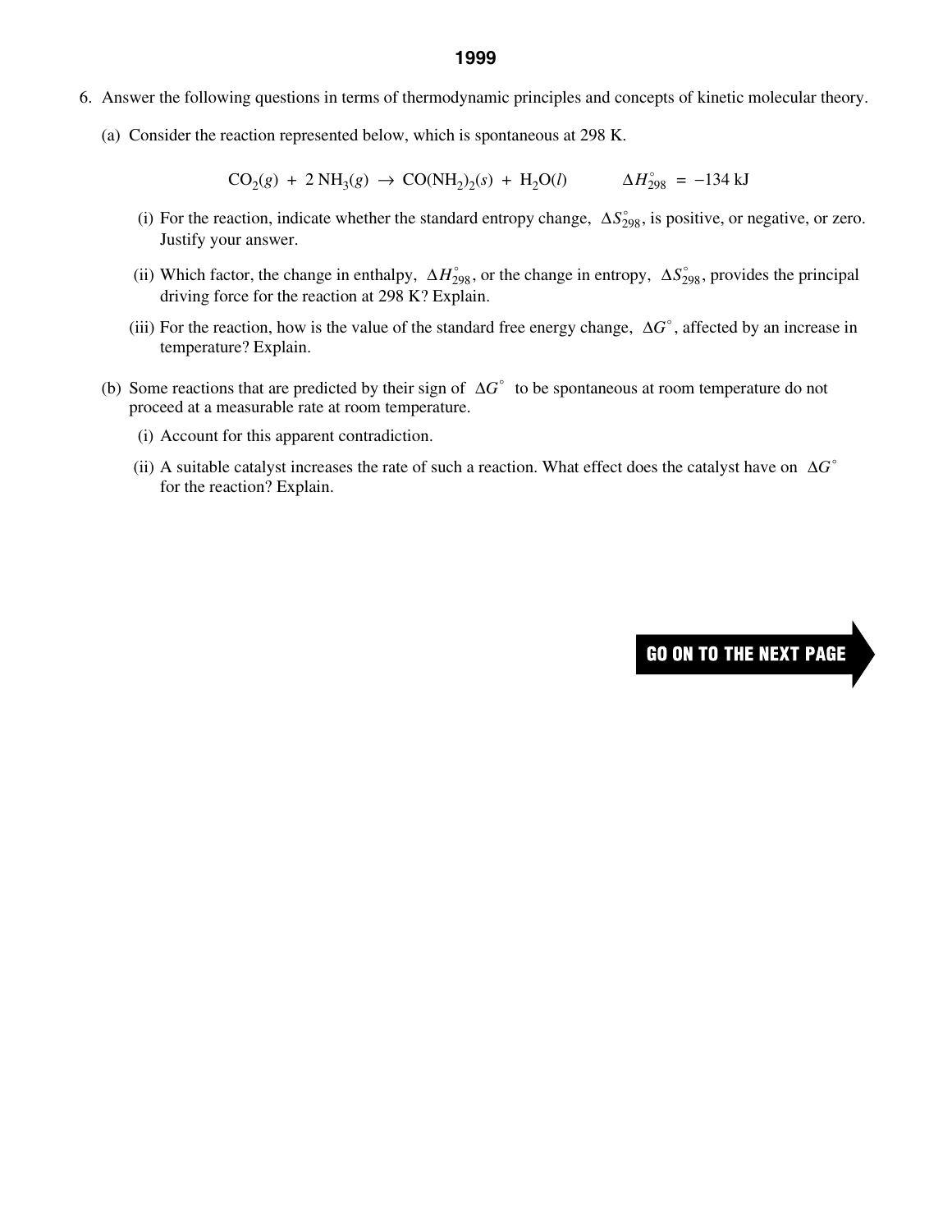# 1999

6. Answer the following questions in terms of thermodynamic principles and concepts of kinetic molecular theory.

   (a) Consider the reaction represented below, which is spontaneous at 298 K.

   $$CO_2(g) + 2\ NH_3(g) \rightarrow CO(NH_2)_2(s) + H_2O(l) \qquad \Delta H^\circ_{298} = -134 \text{ kJ}$$

   (i) For the reaction, indicate whether the standard entropy change, $\Delta S^\circ_{298}$, is positive, or negative, or zero. Justify your answer.

   (ii) Which factor, the change in enthalpy, $\Delta H^\circ_{298}$, or the change in entropy, $\Delta S^\circ_{298}$, provides the principal driving force for the reaction at 298 K? Explain.

   (iii) For the reaction, how is the value of the standard free energy change, $\Delta G^\circ$, affected by an increase in temperature? Explain.

   (b) Some reactions that are predicted by their sign of $\Delta G^\circ$ to be spontaneous at room temperature do not proceed at a measurable rate at room temperature.

   (i) Account for this apparent contradiction.

   (ii) A suitable catalyst increases the rate of such a reaction. What effect does the catalyst have on $\Delta G^\circ$ for the reaction? Explain.

GO ON TO THE NEXT PAGE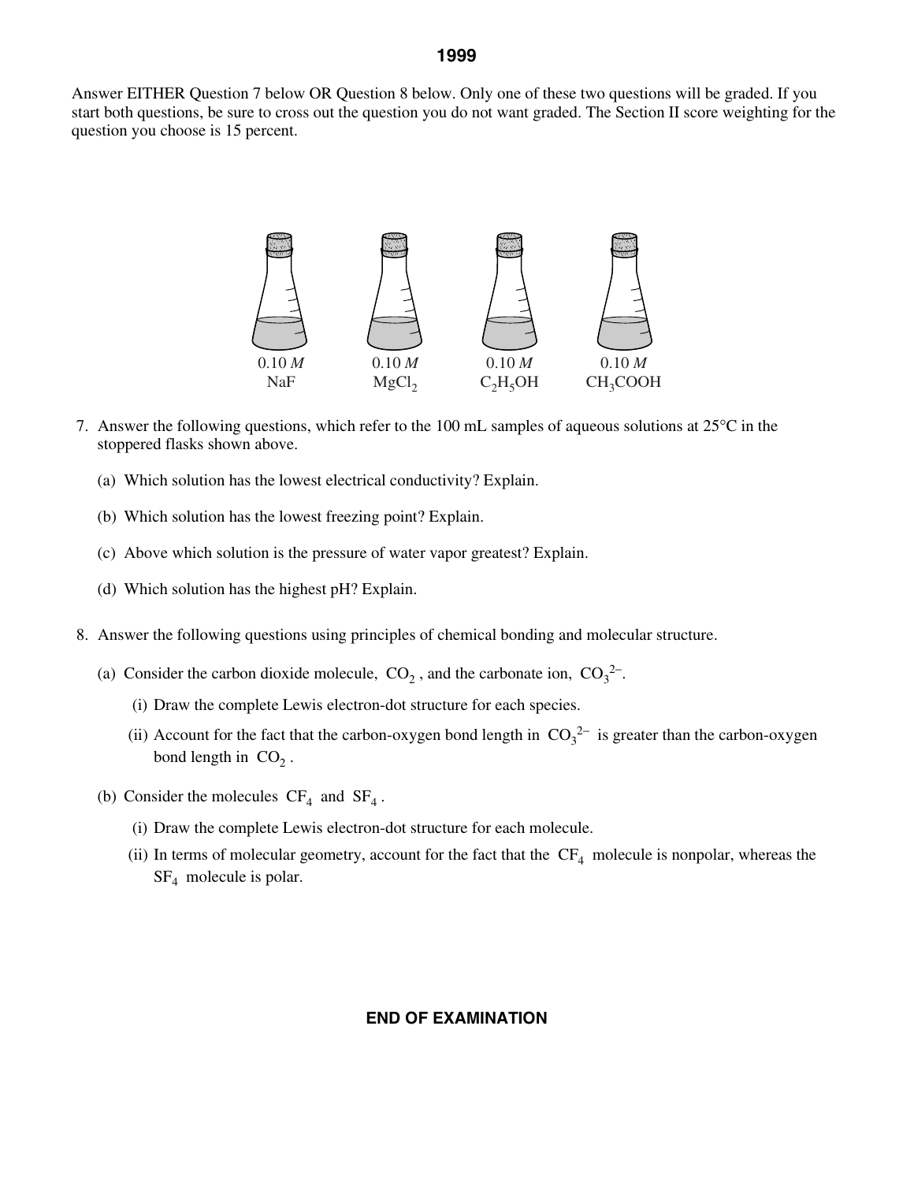# 1999

Answer EITHER Question 7 below OR Question 8 below. Only one of these two questions will be graded. If you start both questions, be sure to cross out the question you do not want graded. The Section II score weighting for the question you choose is 15 percent.

0.10 *M* NaF

0.10 *M* $MgCl_2$

0.10 *M* $C_2H_5OH$

0.10 *M* $CH_3COOH$

7. Answer the following questions, which refer to the 100 mL samples of aqueous solutions at 25°C in the stoppered flasks shown above.

   (a) Which solution has the lowest electrical conductivity? Explain.

   (b) Which solution has the lowest freezing point? Explain.

   (c) Above which solution is the pressure of water vapor greatest? Explain.

   (d) Which solution has the highest pH? Explain.

8. Answer the following questions using principles of chemical bonding and molecular structure.

   (a) Consider the carbon dioxide molecule, $CO_2$, and the carbonate ion, $CO_3^{2-}$.

      (i) Draw the complete Lewis electron-dot structure for each species.

      (ii) Account for the fact that the carbon-oxygen bond length in $CO_3^{2-}$ is greater than the carbon-oxygen bond length in $CO_2$.

   (b) Consider the molecules $CF_4$ and $SF_4$.

      (i) Draw the complete Lewis electron-dot structure for each molecule.

      (ii) In terms of molecular geometry, account for the fact that the $CF_4$ molecule is nonpolar, whereas the $SF_4$ molecule is polar.

**END OF EXAMINATION**